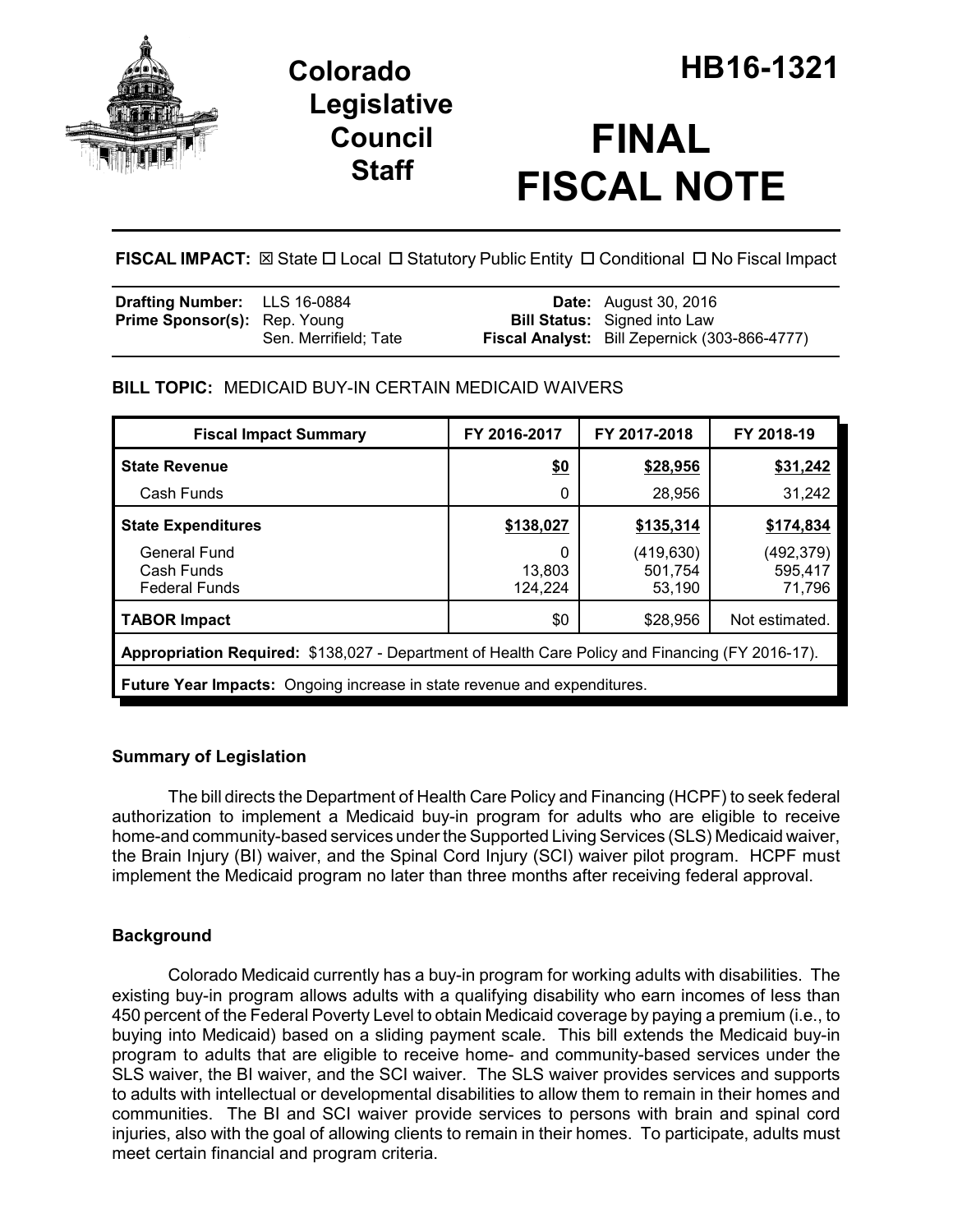# Colorado Legislative Council Staff

# HB16-1321

# FINAL FISCAL NOTE

**FISCAL IMPACT:** ☒ State ☐ Local ☐ Statutory Public Entity ☐ Conditional ☐ No Fiscal Impact

| | | | |
|---|---|---|---|
| **Drafting Number:** | LLS 16-0884 | **Date:** | August 30, 2016 |
| **Prime Sponsor(s):** | Rep. Young<br>Sen. Merrifield; Tate | **Bill Status:** | Signed into Law |
| | | **Fiscal Analyst:** | Bill Zepernick (303-866-4777) |

**BILL TOPIC:** MEDICAID BUY-IN CERTAIN MEDICAID WAIVERS

| Fiscal Impact Summary | FY 2016-2017 | FY 2017-2018 | FY 2018-19 |
|---|---|---|---|
| **State Revenue** | **$0** | **$28,956** | **$31,242** |
| Cash Funds | 0 | 28,956 | 31,242 |
| **State Expenditures** | **$138,027** | **$135,314** | **$174,834** |
| General Fund<br>Cash Funds<br>Federal Funds | 0<br>13,803<br>124,224 | (419,630)<br>501,754<br>53,190 | (492,379)<br>595,417<br>71,796 |
| **TABOR Impact** | $0 | $28,956 | Not estimated. |
| **Appropriation Required:** $138,027 - Department of Health Care Policy and Financing (FY 2016-17). | | | |
| **Future Year Impacts:** Ongoing increase in state revenue and expenditures. | | | |

## Summary of Legislation

The bill directs the Department of Health Care Policy and Financing (HCPF) to seek federal authorization to implement a Medicaid buy-in program for adults who are eligible to receive home-and community-based services under the Supported Living Services (SLS) Medicaid waiver, the Brain Injury (BI) waiver, and the Spinal Cord Injury (SCI) waiver pilot program. HCPF must implement the Medicaid program no later than three months after receiving federal approval.

## Background

Colorado Medicaid currently has a buy-in program for working adults with disabilities. The existing buy-in program allows adults with a qualifying disability who earn incomes of less than 450 percent of the Federal Poverty Level to obtain Medicaid coverage by paying a premium (i.e., to buying into Medicaid) based on a sliding payment scale. This bill extends the Medicaid buy-in program to adults that are eligible to receive home- and community-based services under the SLS waiver, the BI waiver, and the SCI waiver. The SLS waiver provides services and supports to adults with intellectual or developmental disabilities to allow them to remain in their homes and communities. The BI and SCI waiver provide services to persons with brain and spinal cord injuries, also with the goal of allowing clients to remain in their homes. To participate, adults must meet certain financial and program criteria.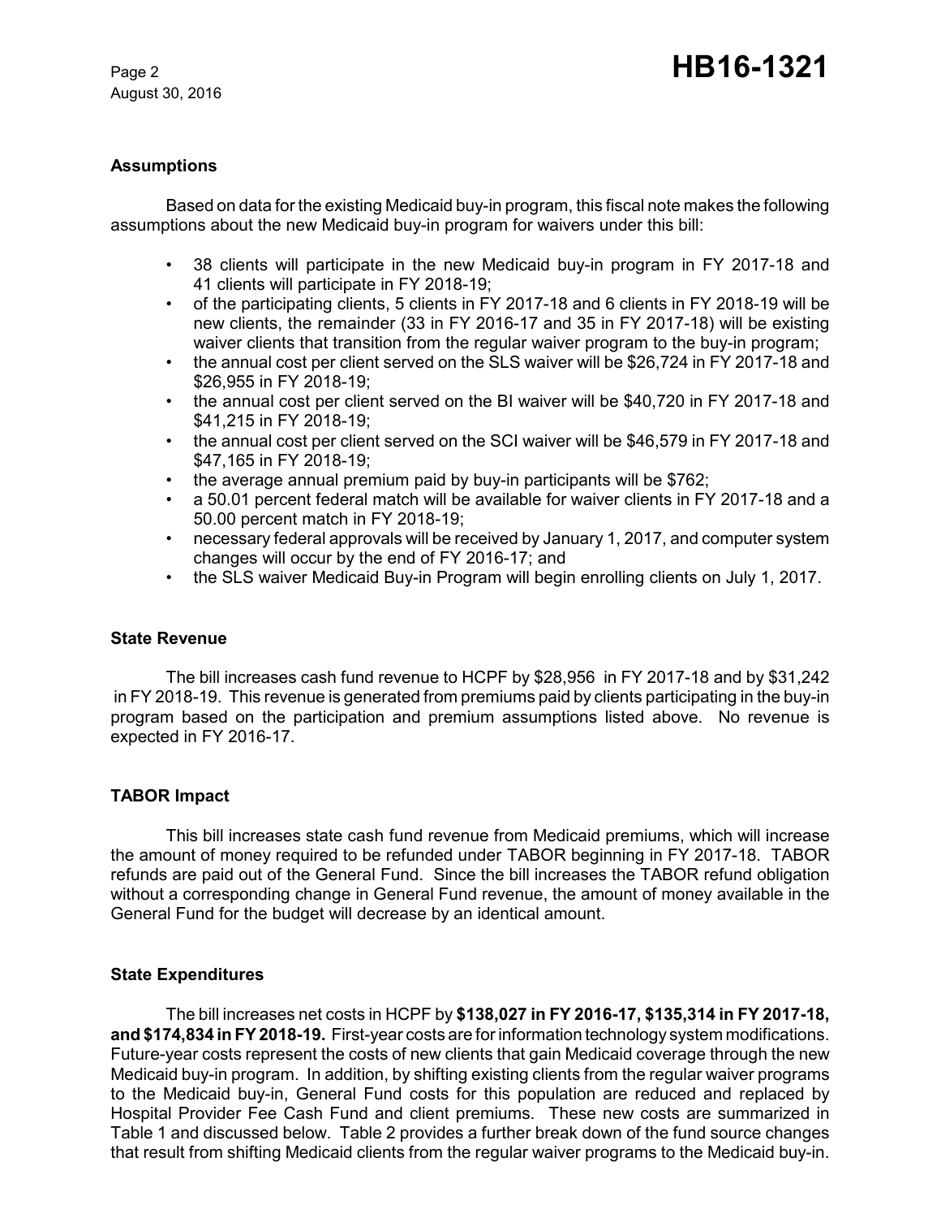## Assumptions

Based on data for the existing Medicaid buy-in program, this fiscal note makes the following assumptions about the new Medicaid buy-in program for waivers under this bill:

- 38 clients will participate in the new Medicaid buy-in program in FY 2017-18 and 41 clients will participate in FY 2018-19;
- of the participating clients, 5 clients in FY 2017-18 and 6 clients in FY 2018-19 will be new clients, the remainder (33 in FY 2016-17 and 35 in FY 2017-18) will be existing waiver clients that transition from the regular waiver program to the buy-in program;
- the annual cost per client served on the SLS waiver will be $26,724 in FY 2017-18 and $26,955 in FY 2018-19;
- the annual cost per client served on the BI waiver will be $40,720 in FY 2017-18 and $41,215 in FY 2018-19;
- the annual cost per client served on the SCI waiver will be $46,579 in FY 2017-18 and $47,165 in FY 2018-19;
- the average annual premium paid by buy-in participants will be $762;
- a 50.01 percent federal match will be available for waiver clients in FY 2017-18 and a 50.00 percent match in FY 2018-19;
- necessary federal approvals will be received by January 1, 2017, and computer system changes will occur by the end of FY 2016-17; and
- the SLS waiver Medicaid Buy-in Program will begin enrolling clients on July 1, 2017.

## State Revenue

The bill increases cash fund revenue to HCPF by $28,956 in FY 2017-18 and by $31,242 in FY 2018-19. This revenue is generated from premiums paid by clients participating in the buy-in program based on the participation and premium assumptions listed above. No revenue is expected in FY 2016-17.

## TABOR Impact

This bill increases state cash fund revenue from Medicaid premiums, which will increase the amount of money required to be refunded under TABOR beginning in FY 2017-18. TABOR refunds are paid out of the General Fund. Since the bill increases the TABOR refund obligation without a corresponding change in General Fund revenue, the amount of money available in the General Fund for the budget will decrease by an identical amount.

## State Expenditures

The bill increases net costs in HCPF by **$138,027 in FY 2016-17, $135,314 in FY 2017-18, and $174,834 in FY 2018-19.** First-year costs are for information technology system modifications. Future-year costs represent the costs of new clients that gain Medicaid coverage through the new Medicaid buy-in program. In addition, by shifting existing clients from the regular waiver programs to the Medicaid buy-in, General Fund costs for this population are reduced and replaced by Hospital Provider Fee Cash Fund and client premiums. These new costs are summarized in Table 1 and discussed below. Table 2 provides a further break down of the fund source changes that result from shifting Medicaid clients from the regular waiver programs to the Medicaid buy-in.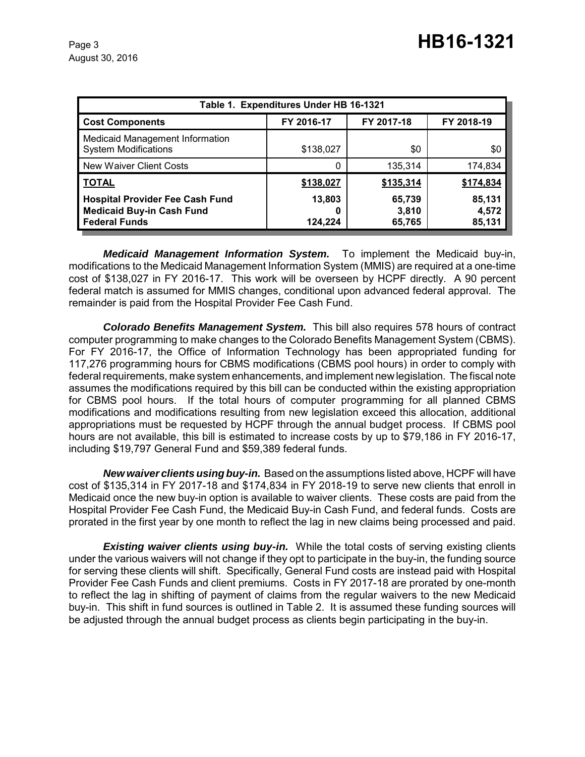| Table 1. Expenditures Under HB 16-1321 | | | |
|---|---|---|---|
| **Cost Components** | **FY 2016-17** | **FY 2017-18** | **FY 2018-19** |
| Medicaid Management Information System Modifications | $138,027 | $0 | $0 |
| New Waiver Client Costs | 0 | 135,314 | 174,834 |
| **TOTAL** | **$138,027** | **$135,314** | **$174,834** |
| **Hospital Provider Fee Cash Fund** | **13,803** | **65,739** | **85,131** |
| **Medicaid Buy-in Cash Fund** | **0** | **3,810** | **4,572** |
| **Federal Funds** | **124,224** | **65,765** | **85,131** |

***Medicaid Management Information System.*** To implement the Medicaid buy-in, modifications to the Medicaid Management Information System (MMIS) are required at a one-time cost of $138,027 in FY 2016-17. This work will be overseen by HCPF directly. A 90 percent federal match is assumed for MMIS changes, conditional upon advanced federal approval. The remainder is paid from the Hospital Provider Fee Cash Fund.

***Colorado Benefits Management System.*** This bill also requires 578 hours of contract computer programming to make changes to the Colorado Benefits Management System (CBMS). For FY 2016-17, the Office of Information Technology has been appropriated funding for 117,276 programming hours for CBMS modifications (CBMS pool hours) in order to comply with federal requirements, make system enhancements, and implement new legislation. The fiscal note assumes the modifications required by this bill can be conducted within the existing appropriation for CBMS pool hours. If the total hours of computer programming for all planned CBMS modifications and modifications resulting from new legislation exceed this allocation, additional appropriations must be requested by HCPF through the annual budget process. If CBMS pool hours are not available, this bill is estimated to increase costs by up to $79,186 in FY 2016-17, including $19,797 General Fund and $59,389 federal funds.

***New waiver clients using buy-in.*** Based on the assumptions listed above, HCPF will have cost of $135,314 in FY 2017-18 and $174,834 in FY 2018-19 to serve new clients that enroll in Medicaid once the new buy-in option is available to waiver clients. These costs are paid from the Hospital Provider Fee Cash Fund, the Medicaid Buy-in Cash Fund, and federal funds. Costs are prorated in the first year by one month to reflect the lag in new claims being processed and paid.

***Existing waiver clients using buy-in.*** While the total costs of serving existing clients under the various waivers will not change if they opt to participate in the buy-in, the funding source for serving these clients will shift. Specifically, General Fund costs are instead paid with Hospital Provider Fee Cash Funds and client premiums. Costs in FY 2017-18 are prorated by one-month to reflect the lag in shifting of payment of claims from the regular waivers to the new Medicaid buy-in. This shift in fund sources is outlined in Table 2. It is assumed these funding sources will be adjusted through the annual budget process as clients begin participating in the buy-in.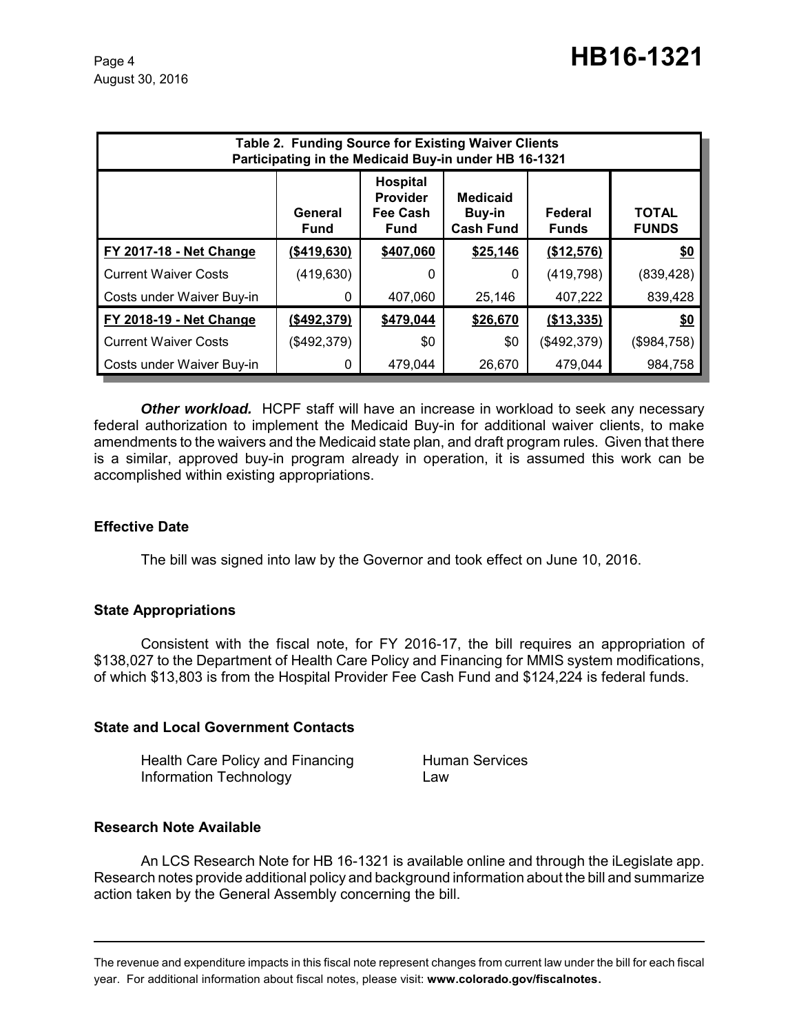| Table 2. Funding Source for Existing Waiver Clients Participating in the Medicaid Buy-in under HB 16-1321 | | | | | |
|---|---|---|---|---|---|
| | General Fund | Hospital Provider Fee Cash Fund | Medicaid Buy-in Cash Fund | Federal Funds | TOTAL FUNDS |
| **FY 2017-18 - Net Change** | **($419,630)** | **$407,060** | **$25,146** | **($12,576)** | **$0** |
| Current Waiver Costs | (419,630) | 0 | 0 | (419,798) | (839,428) |
| Costs under Waiver Buy-in | 0 | 407,060 | 25,146 | 407,222 | 839,428 |
| **FY 2018-19 - Net Change** | **($492,379)** | **$479,044** | **$26,670** | **($13,335)** | **$0** |
| Current Waiver Costs | ($492,379) | $0 | $0 | ($492,379) | ($984,758) |
| Costs under Waiver Buy-in | 0 | 479,044 | 26,670 | 479,044 | 984,758 |

***Other workload.*** HCPF staff will have an increase in workload to seek any necessary federal authorization to implement the Medicaid Buy-in for additional waiver clients, to make amendments to the waivers and the Medicaid state plan, and draft program rules. Given that there is a similar, approved buy-in program already in operation, it is assumed this work can be accomplished within existing appropriations.

### Effective Date

The bill was signed into law by the Governor and took effect on June 10, 2016.

### State Appropriations

Consistent with the fiscal note, for FY 2016-17, the bill requires an appropriation of $138,027 to the Department of Health Care Policy and Financing for MMIS system modifications, of which $13,803 is from the Hospital Provider Fee Cash Fund and $124,224 is federal funds.

### State and Local Government Contacts

Health Care Policy and Financing
Human Services
Information Technology
Law

### Research Note Available

An LCS Research Note for HB 16-1321 is available online and through the iLegislate app. Research notes provide additional policy and background information about the bill and summarize action taken by the General Assembly concerning the bill.

---

The revenue and expenditure impacts in this fiscal note represent changes from current law under the bill for each fiscal year. For additional information about fiscal notes, please visit: **www.colorado.gov/fiscalnotes.**